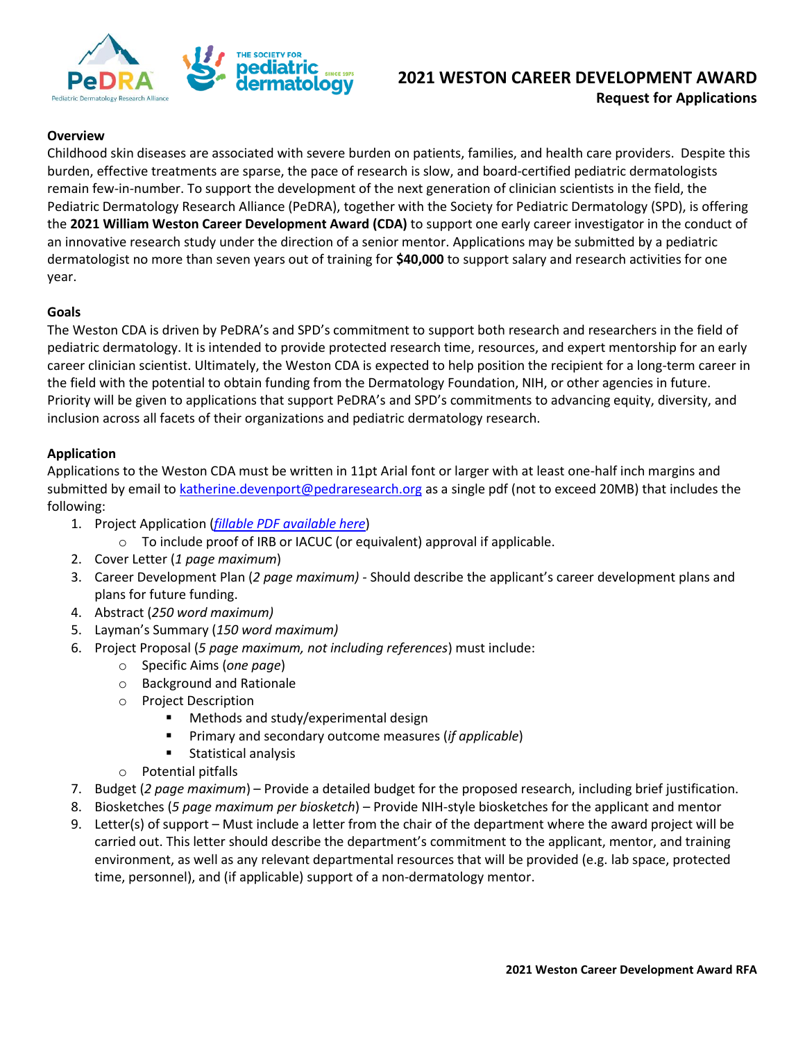# 2021 WESTON CAREER DEVELOPMENT AWARD

**Request for Applications**

### Overview

Childhood skin diseases are associated with severe burden on patients, families, and health care providers. Despite this burden, effective treatments are sparse, the pace of research is slow, and board-certified pediatric dermatologists remain few-in-number. To support the development of the next generation of clinician scientists in the field, the Pediatric Dermatology Research Alliance (PeDRA), together with the Society for Pediatric Dermatology (SPD), is offering the **2021 William Weston Career Development Award (CDA)** to support one early career investigator in the conduct of an innovative research study under the direction of a senior mentor. Applications may be submitted by a pediatric dermatologist no more than seven years out of training for **$40,000** to support salary and research activities for one year.

### Goals

The Weston CDA is driven by PeDRA's and SPD's commitment to support both research and researchers in the field of pediatric dermatology. It is intended to provide protected research time, resources, and expert mentorship for an early career clinician scientist. Ultimately, the Weston CDA is expected to help position the recipient for a long-term career in the field with the potential to obtain funding from the Dermatology Foundation, NIH, or other agencies in future. Priority will be given to applications that support PeDRA's and SPD's commitments to advancing equity, diversity, and inclusion across all facets of their organizations and pediatric dermatology research.

### Application

Applications to the Weston CDA must be written in 11pt Arial font or larger with at least one-half inch margins and submitted by email to katherine.devenport@pedraresearch.org as a single pdf (not to exceed 20MB) that includes the following:

1. Project Application (*fillable PDF available here*)
   - To include proof of IRB or IACUC (or equivalent) approval if applicable.
2. Cover Letter (*1 page maximum*)
3. Career Development Plan (*2 page maximum)* - Should describe the applicant's career development plans and plans for future funding.
4. Abstract (*250 word maximum)*
5. Layman's Summary (*150 word maximum)*
6. Project Proposal (*5 page maximum, not including references*) must include:
   - Specific Aims (*one page*)
   - Background and Rationale
   - Project Description
     - Methods and study/experimental design
     - Primary and secondary outcome measures (*if applicable*)
     - Statistical analysis
   - Potential pitfalls
7. Budget (*2 page maximum*) – Provide a detailed budget for the proposed research, including brief justification.
8. Biosketches (*5 page maximum per biosketch*) – Provide NIH-style biosketches for the applicant and mentor
9. Letter(s) of support – Must include a letter from the chair of the department where the award project will be carried out. This letter should describe the department's commitment to the applicant, mentor, and training environment, as well as any relevant departmental resources that will be provided (e.g. lab space, protected time, personnel), and (if applicable) support of a non-dermatology mentor.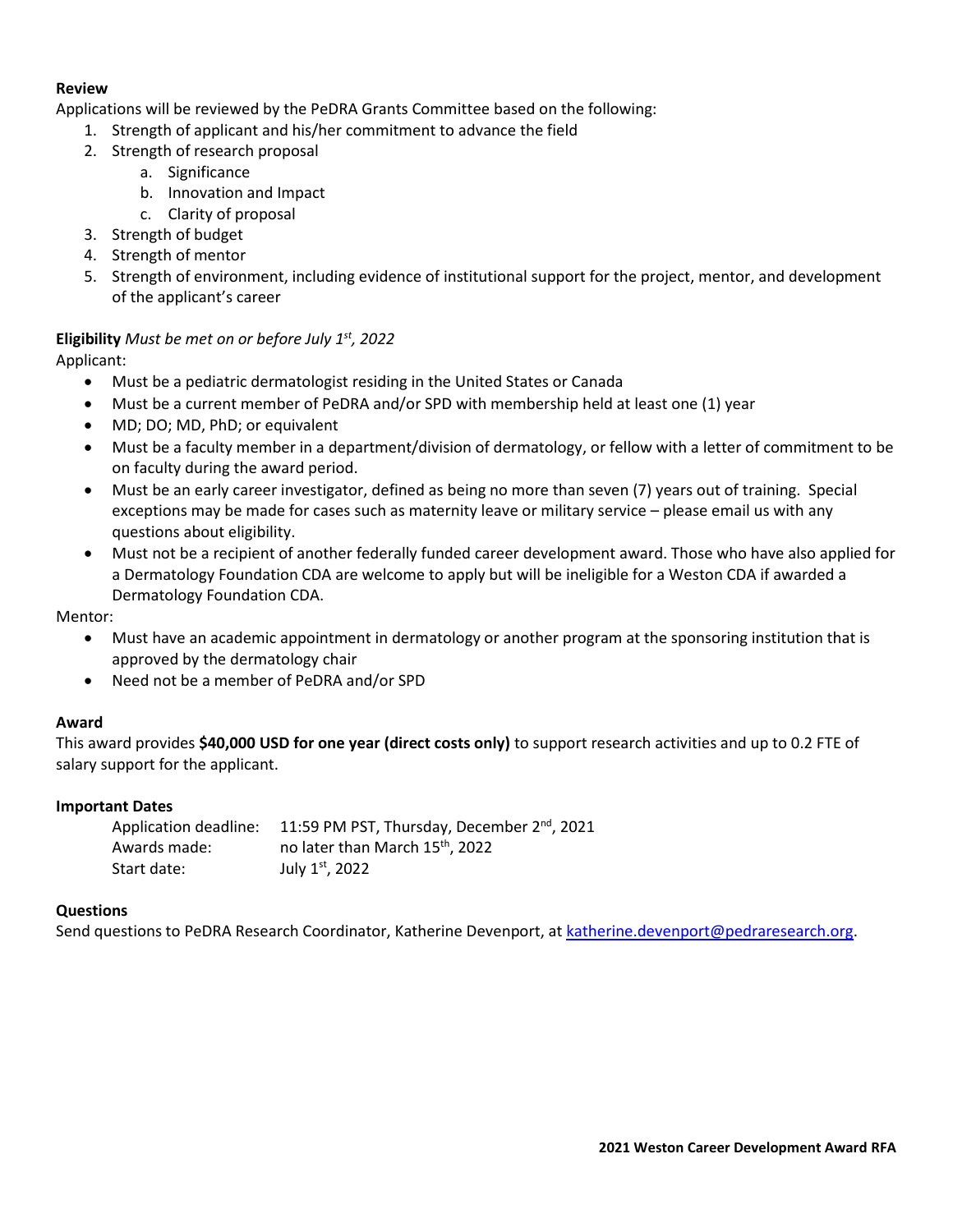**Review**

Applications will be reviewed by the PeDRA Grants Committee based on the following:

1. Strength of applicant and his/her commitment to advance the field
2. Strength of research proposal
    a. Significance
    b. Innovation and Impact
    c. Clarity of proposal
3. Strength of budget
4. Strength of mentor
5. Strength of environment, including evidence of institutional support for the project, mentor, and development of the applicant's career

**Eligibility** *Must be met on or before July 1st, 2022*

Applicant:

- Must be a pediatric dermatologist residing in the United States or Canada
- Must be a current member of PeDRA and/or SPD with membership held at least one (1) year
- MD; DO; MD, PhD; or equivalent
- Must be a faculty member in a department/division of dermatology, or fellow with a letter of commitment to be on faculty during the award period.
- Must be an early career investigator, defined as being no more than seven (7) years out of training. Special exceptions may be made for cases such as maternity leave or military service – please email us with any questions about eligibility.
- Must not be a recipient of another federally funded career development award. Those who have also applied for a Dermatology Foundation CDA are welcome to apply but will be ineligible for a Weston CDA if awarded a Dermatology Foundation CDA.

Mentor:

- Must have an academic appointment in dermatology or another program at the sponsoring institution that is approved by the dermatology chair
- Need not be a member of PeDRA and/or SPD

**Award**

This award provides **$40,000 USD for one year (direct costs only)** to support research activities and up to 0.2 FTE of salary support for the applicant.

**Important Dates**

| | |
|---|---|
| Application deadline: | 11:59 PM PST, Thursday, December 2nd, 2021 |
| Awards made: | no later than March 15th, 2022 |
| Start date: | July 1st, 2022 |

**Questions**

Send questions to PeDRA Research Coordinator, Katherine Devenport, at katherine.devenport@pedraresearch.org.

**2021 Weston Career Development Award RFA**